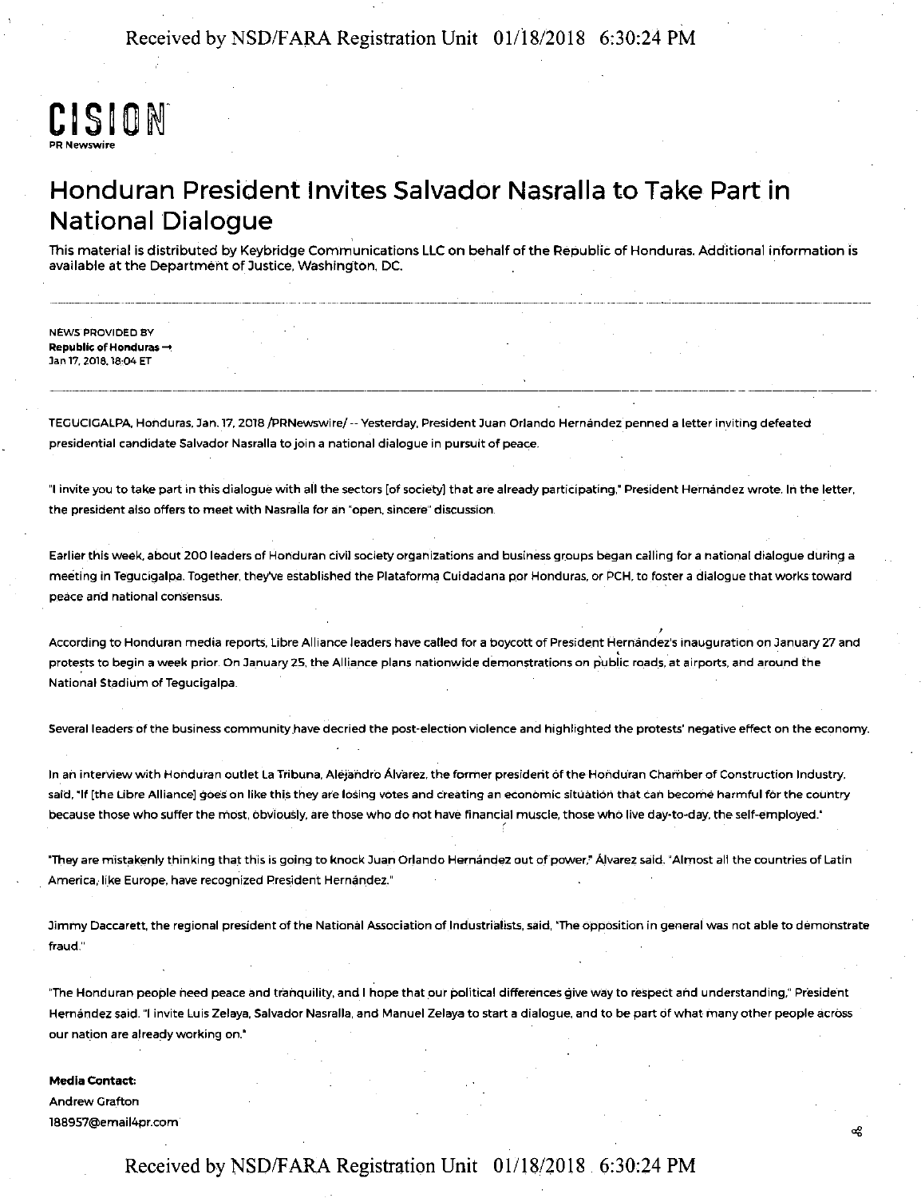CISION
PR Newswire

# Honduran President Invites Salvador Nasralla to Take Part in National Dialogue

This material is distributed by Keybridge Communications LLC on behalf of the Republic of Honduras. Additional information is available at the Department of Justice, Washington, DC.

NEWS PROVIDED BY
**Republic of Honduras →**
Jan 17, 2018, 18:04 ET

TEGUCIGALPA, Honduras, Jan. 17, 2018 /PRNewswire/ -- Yesterday, President Juan Orlando Hernández penned a letter inviting defeated presidential candidate Salvador Nasralla to join a national dialogue in pursuit of peace.

"I invite you to take part in this dialogue with all the sectors [of society] that are already participating," President Hernández wrote. In the letter, the president also offers to meet with Nasralla for an "open, sincere" discussion.

Earlier this week, about 200 leaders of Honduran civil society organizations and business groups began calling for a national dialogue during a meeting in Tegucigalpa. Together, they've established the Plataforma Cuidadana por Honduras, or PCH, to foster a dialogue that works toward peace and national consensus.

According to Honduran media reports, Libre Alliance leaders have called for a boycott of President Hernández's inauguration on January 27 and protests to begin a week prior. On January 25, the Alliance plans nationwide demonstrations on public roads, at airports, and around the National Stadium of Tegucigalpa.

Several leaders of the business community have decried the post-election violence and highlighted the protests' negative effect on the economy.

In an interview with Honduran outlet La Tribuna, Alejandro Álvarez, the former president of the Honduran Chamber of Construction Industry, said, "If [the Libre Alliance] goes on like this they are losing votes and creating an economic situation that can become harmful for the country because those who suffer the most, obviously, are those who do not have financial muscle, those who live day-to-day, the self-employed."

"They are mistakenly thinking that this is going to knock Juan Orlando Hernández out of power," Álvarez said. "Almost all the countries of Latin America, like Europe, have recognized President Hernández."

Jimmy Daccarett, the regional president of the National Association of Industrialists, said, "The opposition in general was not able to demonstrate fraud."

"The Honduran people need peace and tranquility, and I hope that our political differences give way to respect and understanding," President Hernández said. "I invite Luis Zelaya, Salvador Nasralla, and Manuel Zelaya to start a dialogue, and to be part of what many other people across our nation are already working on."

**Media Contact:**
Andrew Grafton
188957@email4pr.com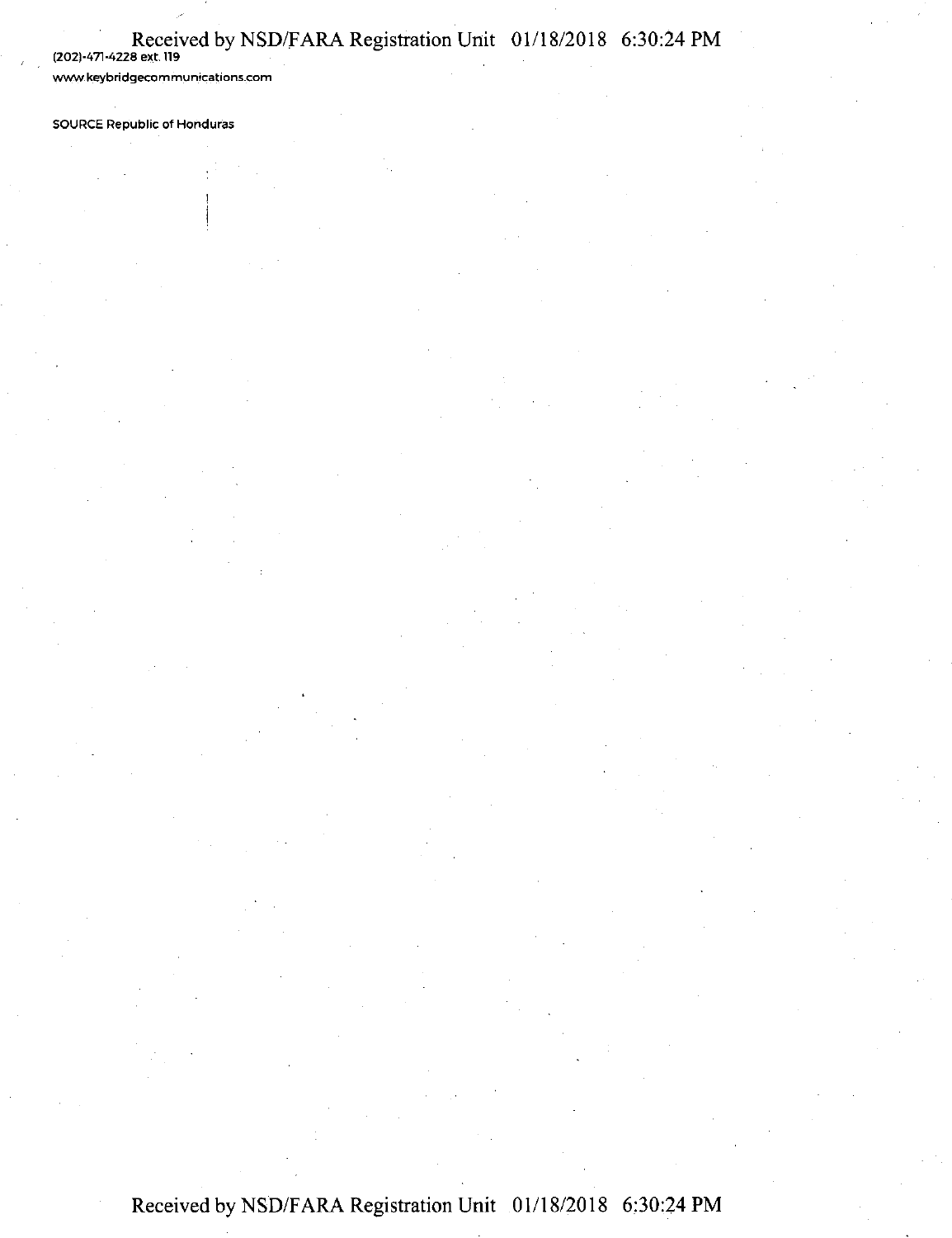(202)-471-4228 ext. 119

www.keybridgecommunications.com

SOURCE Republic of Honduras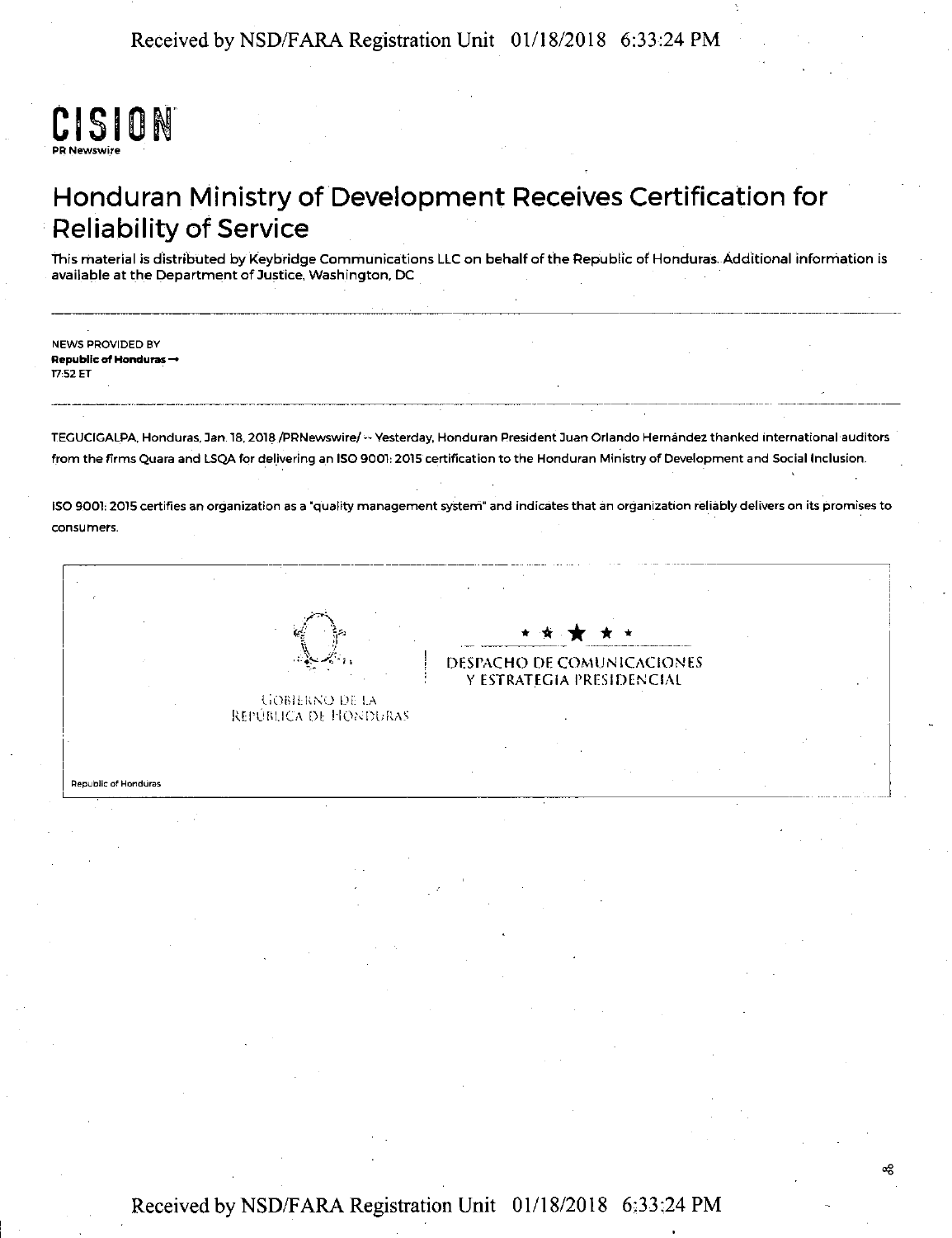CISION
PR Newswire

# Honduran Ministry of Development Receives Certification for Reliability of Service

This material is distributed by Keybridge Communications LLC on behalf of the Republic of Honduras. Additional information is available at the Department of Justice, Washington, DC

NEWS PROVIDED BY
**Republic of Honduras →**
17:52 ET

TEGUCIGALPA, Honduras, Jan. 18, 2018 /PRNewswire/ -- Yesterday, Honduran President Juan Orlando Hernández thanked international auditors from the firms Quara and LSQA for delivering an ISO 9001: 2015 certification to the Honduran Ministry of Development and Social Inclusion.

ISO 9001: 2015 certifies an organization as a "quality management system" and indicates that an organization reliably delivers on its promises to consumers.

GOBIERNO DE LA REPÚBLICA DE HONDURAS

DESPACHO DE COMUNICACIONES Y ESTRATEGIA PRESIDENCIAL

Republic of Honduras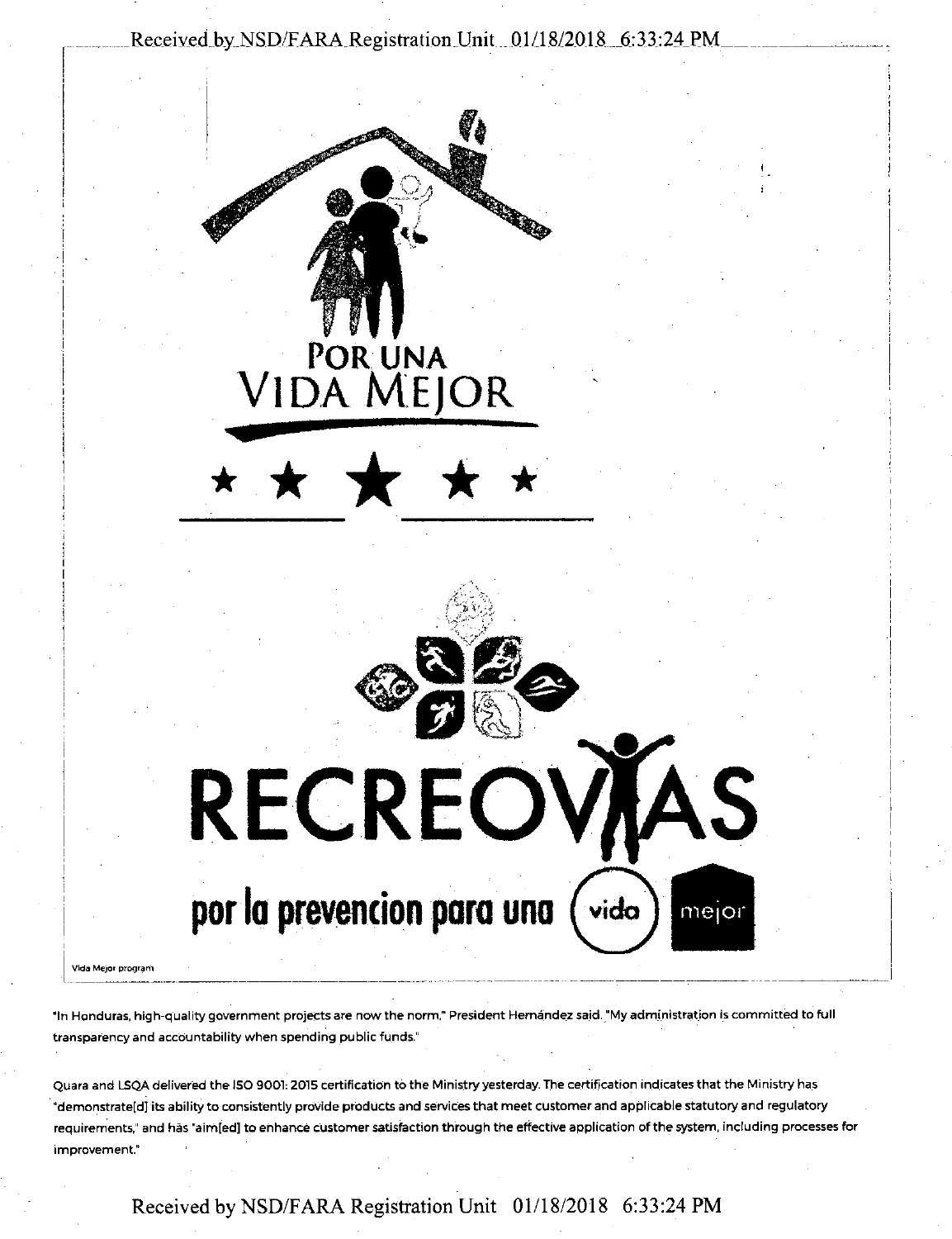POR UNA
VIDA MEJOR

RECREOVIAS

por la prevencion para una vida mejor

Vida Mejor program

"In Honduras, high-quality government projects are now the norm," President Hernández said. "My administration is committed to full transparency and accountability when spending public funds."

Quara and LSQA delivered the ISO 9001: 2015 certification to the Ministry yesterday. The certification indicates that the Ministry has "demonstrate[d] its ability to consistently provide products and services that meet customer and applicable statutory and regulatory requirements," and has "aim[ed] to enhance customer satisfaction through the effective application of the system, including processes for improvement."